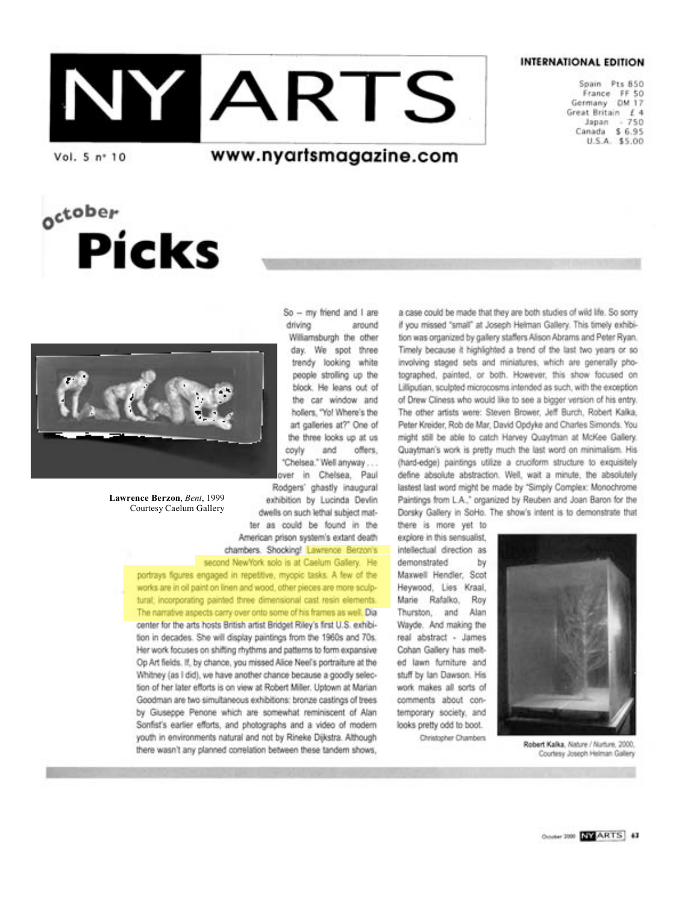# NY ARTS

**INTERNATIONAL EDITION**

Spain Pts 850
France FF 50
Germany DM 17
Great Britain £ 4
Japan ¥ 750
Canada $ 6.95
U.S.A. $5.00

Vol. 5 n° 10

www.nyartsmagazine.com

## october Picks

**Lawrence Berzon**, *Bent*, 1999
Courtesy Caelum Gallery

So – my friend and I are driving around Williamsburgh the other day. We spot three trendy looking white people strolling up the block. He leans out of the car window and hollers, "Yo! Where's the art galleries at?" One of the three looks up at us coyly and offers, "Chelsea." Well anyway . . . over in Chelsea, Paul Rodgers' ghastly inaugural exhibition by Lucinda Devlin dwells on such lethal subject matter as could be found in the American prison system's extant death chambers. Shocking! Lawrence Berzon's second NewYork solo is at Caelum Gallery. He portrays figures engaged in repetitive, myopic tasks. A few of the works are in oil paint on linen and wood, other pieces are more sculptural; incorporating painted three dimensional cast resin elements. The narrative aspects carry over onto some of his frames as well. Dia center for the arts hosts British artist Bridget Riley's first U.S. exhibition in decades. She will display paintings from the 1960s and 70s. Her work focuses on shifting rhythms and patterns to form expansive Op Art fields. If, by chance, you missed Alice Neel's portraiture at the Whitney (as I did), we have another chance because a goodly selection of her later efforts is on view at Robert Miller. Uptown at Marian Goodman are two simultaneous exhibitions: bronze castings of trees by Giuseppe Penone which are somewhat reminiscent of Alan Sonfist's earlier efforts, and photographs and a video of modern youth in environments natural and not by Rineke Dijkstra. Although there wasn't any planned correlation between these tandem shows, a case could be made that they are both studies of wild life. So sorry if you missed "small" at Joseph Helman Gallery. This timely exhibition was organized by gallery staffers Alison Abrams and Peter Ryan. Timely because it highlighted a trend of the last two years or so involving staged sets and miniatures, which are generally photographed, painted, or both. However, this show focused on Lilliputian, sculpted microcosms intended as such, with the exception of Drew Cliness who would like to see a bigger version of his entry. The other artists were: Steven Brower, Jeff Burch, Robert Kalka, Peter Kreider, Rob de Mar, David Opdyke and Charles Simonds. You might still be able to catch Harvey Quaytman at McKee Gallery. Quaytman's work is pretty much the last word on minimalism. His (hard-edge) paintings utilize a cruciform structure to exquisitely define absolute abstraction. Well, wait a minute, the absolutely lastest last word might be made by "Simply Complex: Monochrome Paintings from L.A.," organized by Reuben and Joan Baron for the Dorsky Gallery in SoHo. The show's intent is to demonstrate that there is more yet to explore in this sensualist, intellectual direction as demonstrated by Maxwell Hendler, Scot Heywood, Lies Kraal, Marie Rafalko, Roy Thurston, and Alan Wayde. And making the real abstract - James Cohan Gallery has melted lawn furniture and stuff by Ian Dawson. His work makes all sorts of comments about contemporary society, and looks pretty odd to boot.

Christopher Chambers

**Robert Kalka**, *Nature / Nurture*, 2000,
Courtesy Joseph Helman Gallery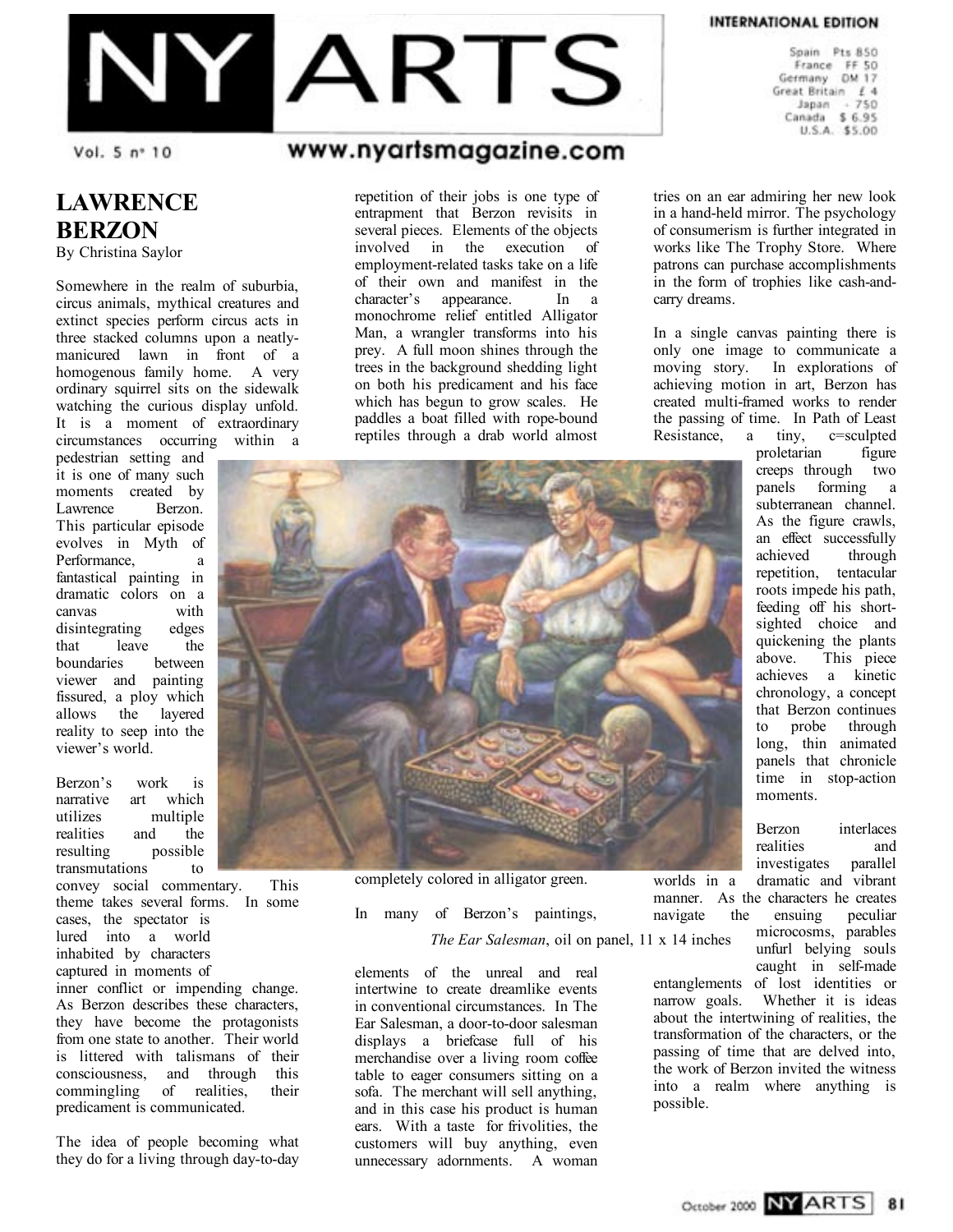# LAWRENCE BERZON

By Christina Saylor

Somewhere in the realm of suburbia, circus animals, mythical creatures and extinct species perform circus acts in three stacked columns upon a neatly-manicured lawn in front of a homogenous family home. A very ordinary squirrel sits on the sidewalk watching the curious display unfold. It is a moment of extraordinary circumstances occurring within a pedestrian setting and it is one of many such moments created by Lawrence Berzon. This particular episode evolves in Myth of Performance, a fantastical painting in dramatic colors on a canvas with disintegrating edges that leave the boundaries between viewer and painting fissured, a ploy which allows the layered reality to seep into the viewer's world.

Berzon's work is narrative art which utilizes multiple realities and the resulting possible transmutations to convey social commentary. This theme takes several forms. In some cases, the spectator is lured into a world inhabited by characters captured in moments of inner conflict or impending change. As Berzon describes these characters, they have become the protagonists from one state to another. Their world is littered with talismans of their consciousness, and through this commingling of realities, their predicament is communicated.

The idea of people becoming what they do for a living through day-to-day repetition of their jobs is one type of entrapment that Berzon revisits in several pieces. Elements of the objects involved in the execution of employment-related tasks take on a life of their own and manifest in the character's appearance. In a monochrome relief entitled Alligator Man, a wrangler transforms into his prey. A full moon shines through the trees in the background shedding light on both his predicament and his face which has begun to grow scales. He paddles a boat filled with rope-bound reptiles through a drab world almost completely colored in alligator green.

*The Ear Salesman*, oil on panel, 11 x 14 inches

In many of Berzon's paintings, elements of the unreal and real intertwine to create dreamlike events in conventional circumstances. In The Ear Salesman, a door-to-door salesman displays a briefcase full of his merchandise over a living room coffee table to eager consumers sitting on a sofa. The merchant will sell anything, and in this case his product is human ears. With a taste for frivolities, the customers will buy anything, even unnecessary adornments. A woman tries on an ear admiring her new look in a hand-held mirror. The psychology of consumerism is further integrated in works like The Trophy Store. Where patrons can purchase accomplishments in the form of trophies like cash-and-carry dreams.

In a single canvas painting there is only one image to communicate a moving story. In explorations of achieving motion in art, Berzon has created multi-framed works to render the passing of time. In Path of Least Resistance, a tiny, c=sculpted proletarian figure creeps through two panels forming a subterranean channel. As the figure crawls, an effect successfully achieved through repetition, tentacular roots impede his path, feeding off his short-sighted choice and quickening the plants above. This piece achieves a kinetic chronology, a concept that Berzon continues to probe through long, thin animated panels that chronicle time in stop-action moments.

Berzon interlaces realities and investigates parallel worlds in a dramatic and vibrant manner. As the characters he creates navigate the ensuing peculiar microcosms, parables unfurl belying souls caught in self-made entanglements of lost identities or narrow goals. Whether it is ideas about the intertwining of realities, the transformation of the characters, or the passing of time that are delved into, the work of Berzon invited the witness into a realm where anything is possible.